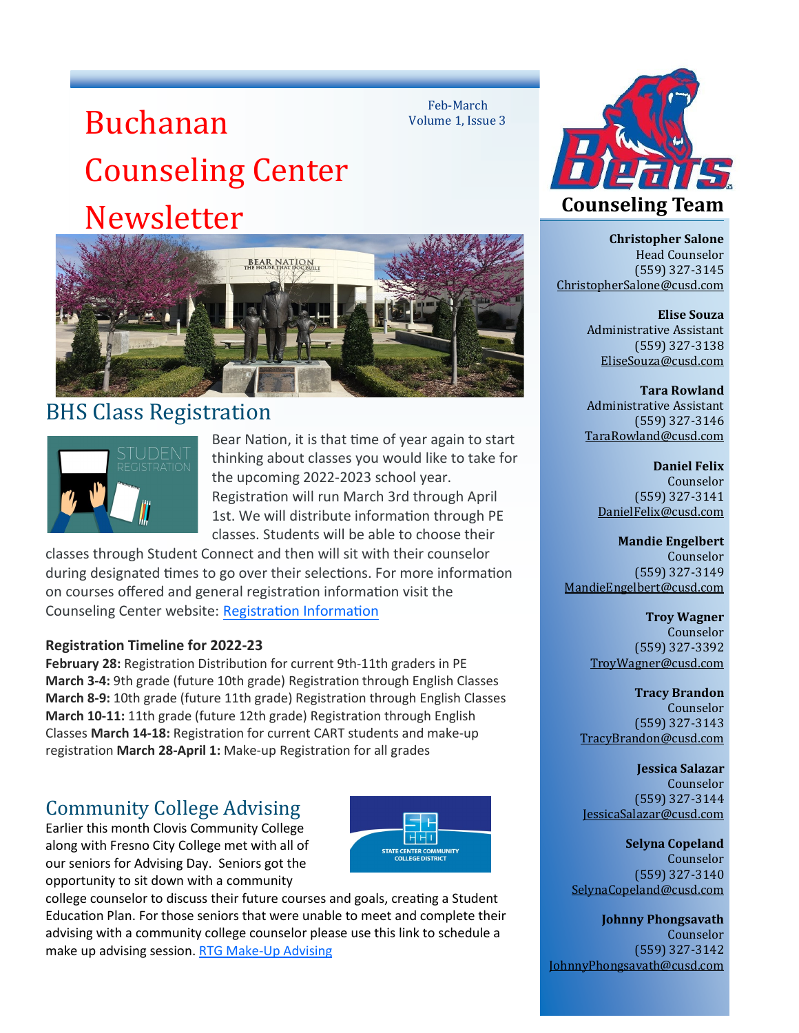# Buchanan Counseling Center Newsletter

Feb-March
Volume 1, Issue 3

## BHS Class Registration

Bear Nation, it is that time of year again to start thinking about classes you would like to take for the upcoming 2022-2023 school year. Registration will run March 3rd through April 1st. We will distribute information through PE classes. Students will be able to choose their classes through Student Connect and then will sit with their counselor during designated times to go over their selections. For more information on courses offered and general registration information visit the Counseling Center website: [Registration Information]

### Registration Timeline for 2022-23

**February 28:** Registration Distribution for current 9th-11th graders in PE
**March 3-4:** 9th grade (future 10th grade) Registration through English Classes
**March 8-9:** 10th grade (future 11th grade) Registration through English Classes
**March 10-11:** 11th grade (future 12th grade) Registration through English Classes **March 14-18:** Registration for current CART students and make-up registration **March 28-April 1:** Make-up Registration for all grades

## Community College Advising

Earlier this month Clovis Community College along with Fresno City College met with all of our seniors for Advising Day. Seniors got the opportunity to sit down with a community college counselor to discuss their future courses and goals, creating a Student Education Plan. For those seniors that were unable to meet and complete their advising with a community college counselor please use this link to schedule a make up advising session. [RTG Make-Up Advising]

## Counseling Team

**Christopher Salone**
Head Counselor
(559) 327-3145
ChristopherSalone@cusd.com

**Elise Souza**
Administrative Assistant
(559) 327-3138
EliseSouza@cusd.com

**Tara Rowland**
Administrative Assistant
(559) 327-3146
TaraRowland@cusd.com

**Daniel Felix**
Counselor
(559) 327-3141
DanielFelix@cusd.com

**Mandie Engelbert**
Counselor
(559) 327-3149
MandieEngelbert@cusd.com

**Troy Wagner**
Counselor
(559) 327-3392
TroyWagner@cusd.com

**Tracy Brandon**
Counselor
(559) 327-3143
TracyBrandon@cusd.com

**Jessica Salazar**
Counselor
(559) 327-3144
JessicaSalazar@cusd.com

**Selyna Copeland**
Counselor
(559) 327-3140
SelynaCopeland@cusd.com

**Johnny Phongsavath**
Counselor
(559) 327-3142
JohnnyPhongsavath@cusd.com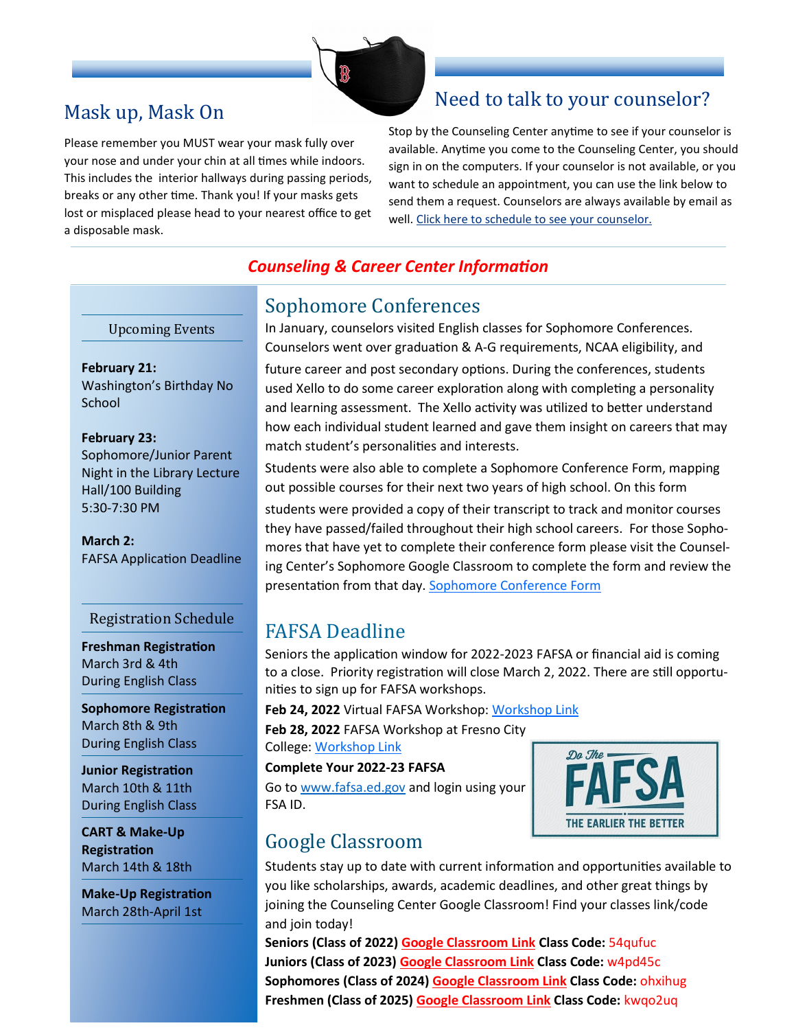## Mask up, Mask On

Please remember you MUST wear your mask fully over your nose and under your chin at all times while indoors. This includes the interior hallways during passing periods, breaks or any other time. Thank you! If your masks gets lost or misplaced please head to your nearest office to get a disposable mask.

## Need to talk to your counselor?

Stop by the Counseling Center anytime to see if your counselor is available. Anytime you come to the Counseling Center, you should sign in on the computers. If your counselor is not available, or you want to schedule an appointment, you can use the link below to send them a request. Counselors are always available by email as well. Click here to schedule to see your counselor.

# *Counseling & Career Center Information*

### Upcoming Events

**February 21:**
Washington's Birthday No School

**February 23:**
Sophomore/Junior Parent Night in the Library Lecture Hall/100 Building
5:30-7:30 PM

**March 2:**
FAFSA Application Deadline

### Registration Schedule

**Freshman Registration**
March 3rd & 4th
During English Class

**Sophomore Registration**
March 8th & 9th
During English Class

**Junior Registration**
March 10th & 11th
During English Class

**CART & Make-Up Registration**
March 14th & 18th

**Make-Up Registration**
March 28th-April 1st

## Sophomore Conferences

In January, counselors visited English classes for Sophomore Conferences. Counselors went over graduation & A-G requirements, NCAA eligibility, and future career and post secondary options. During the conferences, students used Xello to do some career exploration along with completing a personality and learning assessment. The Xello activity was utilized to better understand how each individual student learned and gave them insight on careers that may match student's personalities and interests.

Students were also able to complete a Sophomore Conference Form, mapping out possible courses for their next two years of high school. On this form students were provided a copy of their transcript to track and monitor courses they have passed/failed throughout their high school careers. For those Sophomores that have yet to complete their conference form please visit the Counseling Center's Sophomore Google Classroom to complete the form and review the presentation from that day. Sophomore Conference Form

## FAFSA Deadline

Seniors the application window for 2022-2023 FAFSA or financial aid is coming to a close. Priority registration will close March 2, 2022. There are still opportunities to sign up for FAFSA workshops.

**Feb 24, 2022** Virtual FAFSA Workshop: Workshop Link

**Feb 28, 2022** FAFSA Workshop at Fresno City College: Workshop Link

**Complete Your 2022-23 FAFSA**

Go to www.fafsa.ed.gov and login using your FSA ID.

Do The FAFSA
THE EARLIER THE BETTER

## Google Classroom

Students stay up to date with current information and opportunities available to you like scholarships, awards, academic deadlines, and other great things by joining the Counseling Center Google Classroom! Find your classes link/code and join today!

**Seniors (Class of 2022)** **Google Classroom Link** **Class Code:** 54qufuc
**Juniors (Class of 2023)** **Google Classroom Link** **Class Code:** w4pd45c
**Sophomores (Class of 2024)** **Google Classroom Link** **Class Code:** ohxihug
**Freshmen (Class of 2025)** **Google Classroom Link** **Class Code:** kwqo2uq